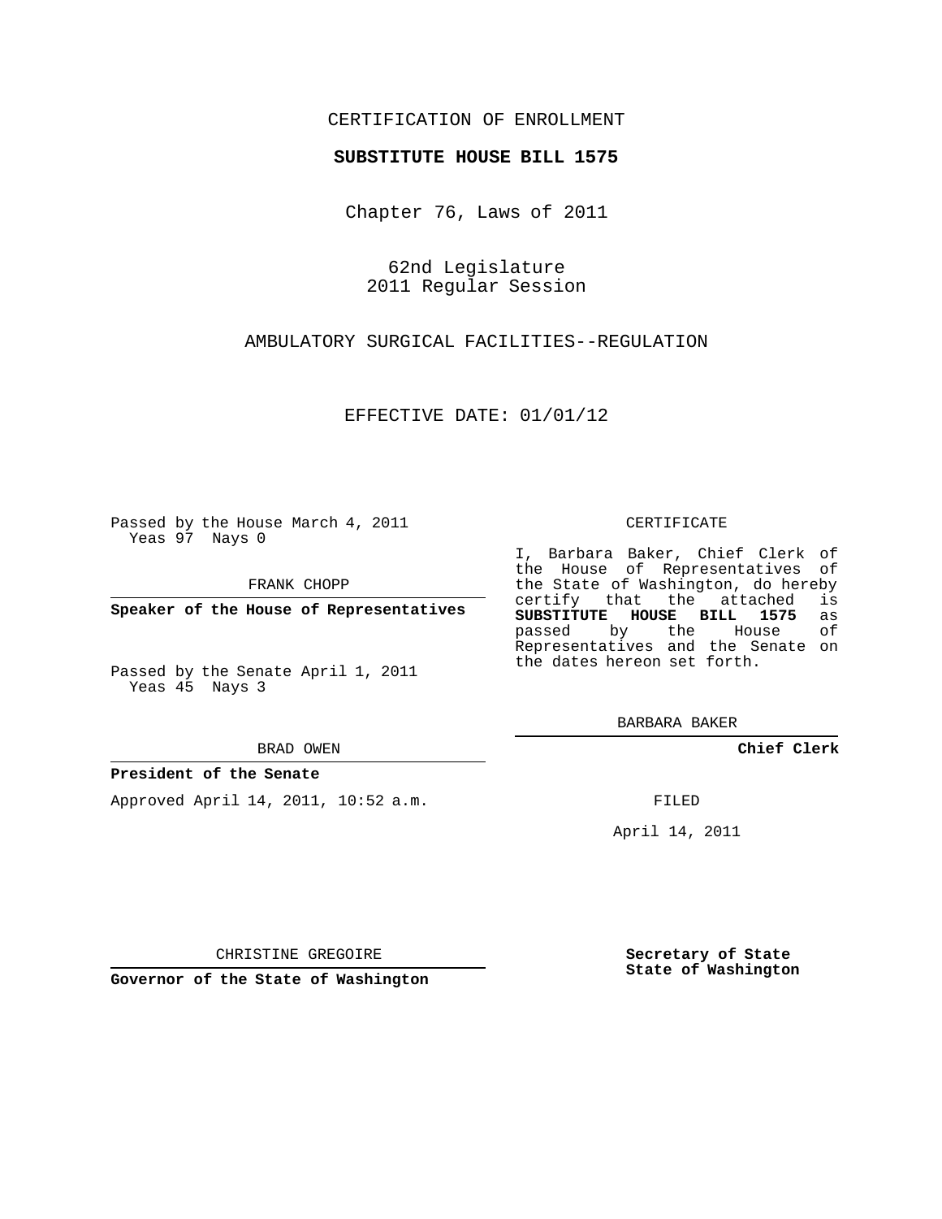CERTIFICATION OF ENROLLMENT

**SUBSTITUTE HOUSE BILL 1575**

Chapter 76, Laws of 2011

62nd Legislature
2011 Regular Session

AMBULATORY SURGICAL FACILITIES--REGULATION

EFFECTIVE DATE: 01/01/12

Passed by the House March 4, 2011
Yeas 97 Nays 0

FRANK CHOPP

**Speaker of the House of Representatives**

Passed by the Senate April 1, 2011
Yeas 45 Nays 3

BRAD OWEN

**President of the Senate**

Approved April 14, 2011, 10:52 a.m.

CHRISTINE GREGOIRE

**Governor of the State of Washington**

CERTIFICATE

I, Barbara Baker, Chief Clerk of the House of Representatives of the State of Washington, do hereby certify that the attached is **SUBSTITUTE HOUSE BILL 1575** as passed by the House of Representatives and the Senate on the dates hereon set forth.

BARBARA BAKER

**Chief Clerk**

FILED

April 14, 2011

**Secretary of State**
**State of Washington**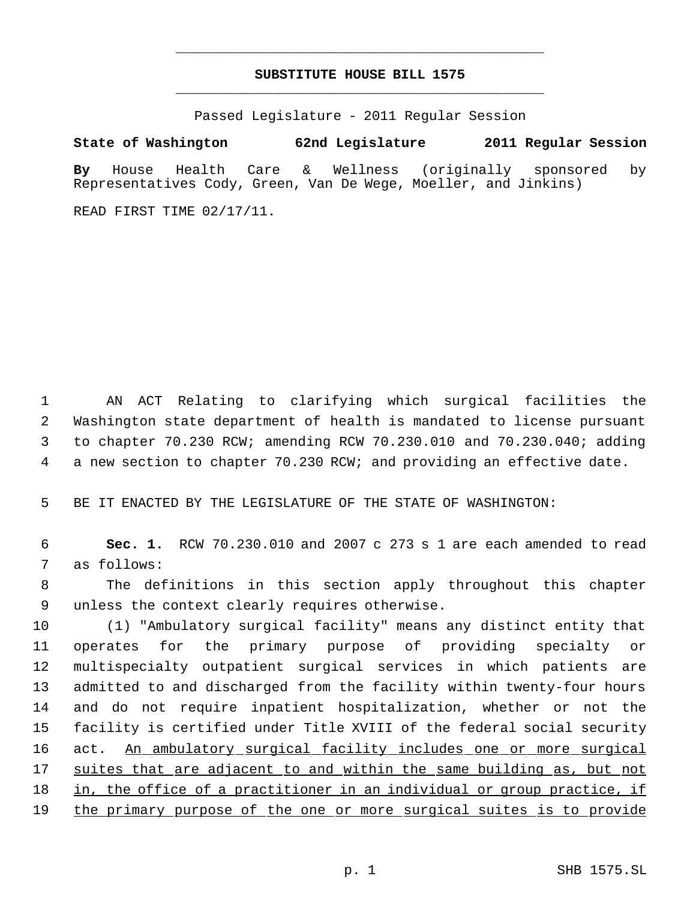# SUBSTITUTE HOUSE BILL 1575

Passed Legislature - 2011 Regular Session

**State of Washington 62nd Legislature 2011 Regular Session**

**By** House Health Care & Wellness (originally sponsored by Representatives Cody, Green, Van De Wege, Moeller, and Jinkins)

READ FIRST TIME 02/17/11.

1 AN ACT Relating to clarifying which surgical facilities the
2 Washington state department of health is mandated to license pursuant
3 to chapter 70.230 RCW; amending RCW 70.230.010 and 70.230.040; adding
4 a new section to chapter 70.230 RCW; and providing an effective date.

5 BE IT ENACTED BY THE LEGISLATURE OF THE STATE OF WASHINGTON:

6 **Sec. 1.** RCW 70.230.010 and 2007 c 273 s 1 are each amended to read
7 as follows:

8 The definitions in this section apply throughout this chapter
9 unless the context clearly requires otherwise.

10 (1) "Ambulatory surgical facility" means any distinct entity that
11 operates for the primary purpose of providing specialty or
12 multispecialty outpatient surgical services in which patients are
13 admitted to and discharged from the facility within twenty-four hours
14 and do not require inpatient hospitalization, whether or not the
15 facility is certified under Title XVIII of the federal social security
16 act. <u>An ambulatory surgical facility includes one or more surgical</u>
17 <u>suites that are adjacent to and within the same building as, but not</u>
18 <u>in, the office of a practitioner in an individual or group practice, if</u>
19 <u>the primary purpose of the one or more surgical suites is to provide</u>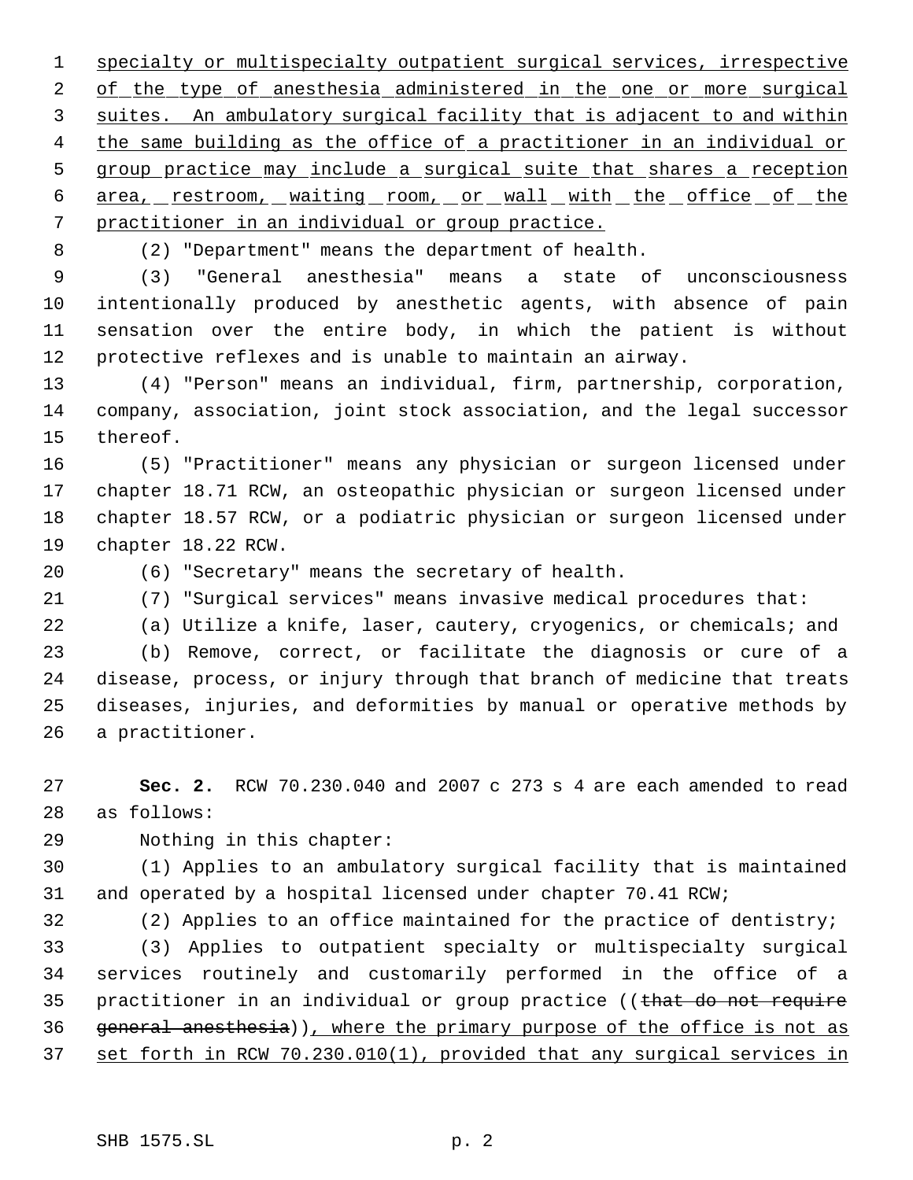specialty or multispecialty outpatient surgical services, irrespective of the type of anesthesia administered in the one or more surgical suites. An ambulatory surgical facility that is adjacent to and within the same building as the office of a practitioner in an individual or group practice may include a surgical suite that shares a reception area, restroom, waiting room, or wall with the office of the practitioner in an individual or group practice.

(2) "Department" means the department of health.

(3) "General anesthesia" means a state of unconsciousness intentionally produced by anesthetic agents, with absence of pain sensation over the entire body, in which the patient is without protective reflexes and is unable to maintain an airway.

(4) "Person" means an individual, firm, partnership, corporation, company, association, joint stock association, and the legal successor thereof.

(5) "Practitioner" means any physician or surgeon licensed under chapter 18.71 RCW, an osteopathic physician or surgeon licensed under chapter 18.57 RCW, or a podiatric physician or surgeon licensed under chapter 18.22 RCW.

(6) "Secretary" means the secretary of health.

(7) "Surgical services" means invasive medical procedures that:

(a) Utilize a knife, laser, cautery, cryogenics, or chemicals; and

(b) Remove, correct, or facilitate the diagnosis or cure of a disease, process, or injury through that branch of medicine that treats diseases, injuries, and deformities by manual or operative methods by a practitioner.

**Sec. 2.** RCW 70.230.040 and 2007 c 273 s 4 are each amended to read as follows:

Nothing in this chapter:

(1) Applies to an ambulatory surgical facility that is maintained and operated by a hospital licensed under chapter 70.41 RCW;

(2) Applies to an office maintained for the practice of dentistry;

(3) Applies to outpatient specialty or multispecialty surgical services routinely and customarily performed in the office of a practitioner in an individual or group practice ((~~that do not require general anesthesia~~)), where the primary purpose of the office is not as set forth in RCW 70.230.010(1), provided that any surgical services in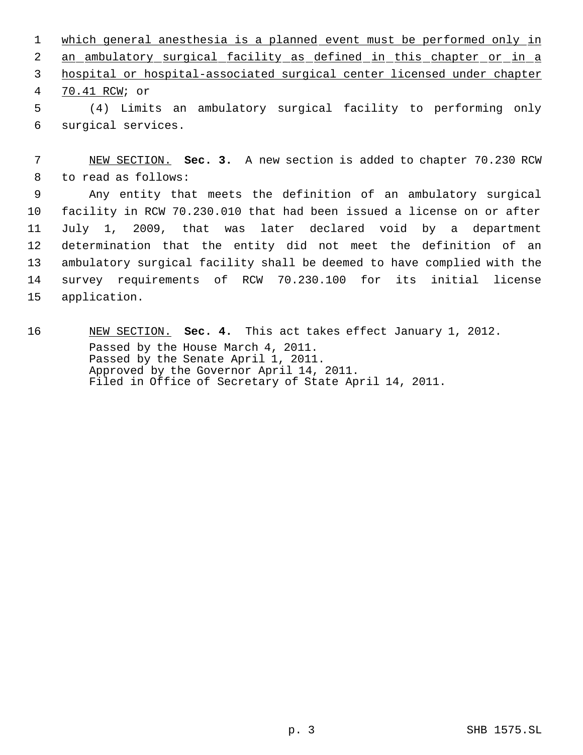which general anesthesia is a planned event must be performed only in an ambulatory surgical facility as defined in this chapter or in a hospital or hospital-associated surgical center licensed under chapter 70.41 RCW; or

(4) Limits an ambulatory surgical facility to performing only surgical services.

NEW SECTION. **Sec. 3.** A new section is added to chapter 70.230 RCW to read as follows:

Any entity that meets the definition of an ambulatory surgical facility in RCW 70.230.010 that had been issued a license on or after July 1, 2009, that was later declared void by a department determination that the entity did not meet the definition of an ambulatory surgical facility shall be deemed to have complied with the survey requirements of RCW 70.230.100 for its initial license application.

NEW SECTION. **Sec. 4.** This act takes effect January 1, 2012.

Passed by the House March 4, 2011.
Passed by the Senate April 1, 2011.
Approved by the Governor April 14, 2011.
Filed in Office of Secretary of State April 14, 2011.